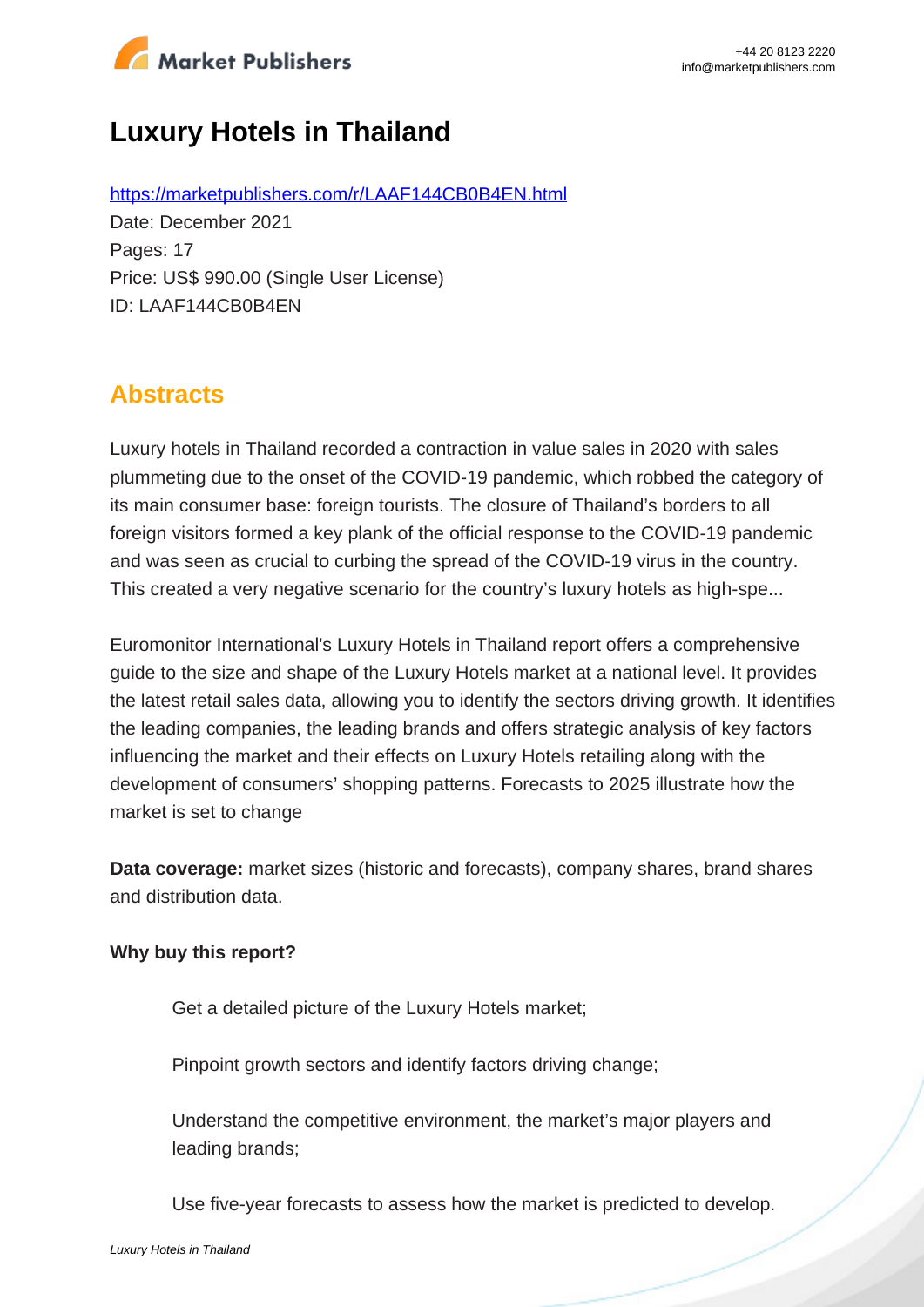# Luxury Hotels in Thailand

https://marketpublishers.com/r/LAAF144CB0B4EN.html

Date: December 2021

Pages: 17

Price: US$ 990.00 (Single User License)

ID: LAAF144CB0B4EN

## Abstracts

Luxury hotels in Thailand recorded a contraction in value sales in 2020 with sales plummeting due to the onset of the COVID-19 pandemic, which robbed the category of its main consumer base: foreign tourists. The closure of Thailand's borders to all foreign visitors formed a key plank of the official response to the COVID-19 pandemic and was seen as crucial to curbing the spread of the COVID-19 virus in the country. This created a very negative scenario for the country's luxury hotels as high-spe...

Euromonitor International's Luxury Hotels in Thailand report offers a comprehensive guide to the size and shape of the Luxury Hotels market at a national level. It provides the latest retail sales data, allowing you to identify the sectors driving growth. It identifies the leading companies, the leading brands and offers strategic analysis of key factors influencing the market and their effects on Luxury Hotels retailing along with the development of consumers' shopping patterns. Forecasts to 2025 illustrate how the market is set to change

**Data coverage:** market sizes (historic and forecasts), company shares, brand shares and distribution data.

**Why buy this report?**

- Get a detailed picture of the Luxury Hotels market;
- Pinpoint growth sectors and identify factors driving change;
- Understand the competitive environment, the market's major players and leading brands;
- Use five-year forecasts to assess how the market is predicted to develop.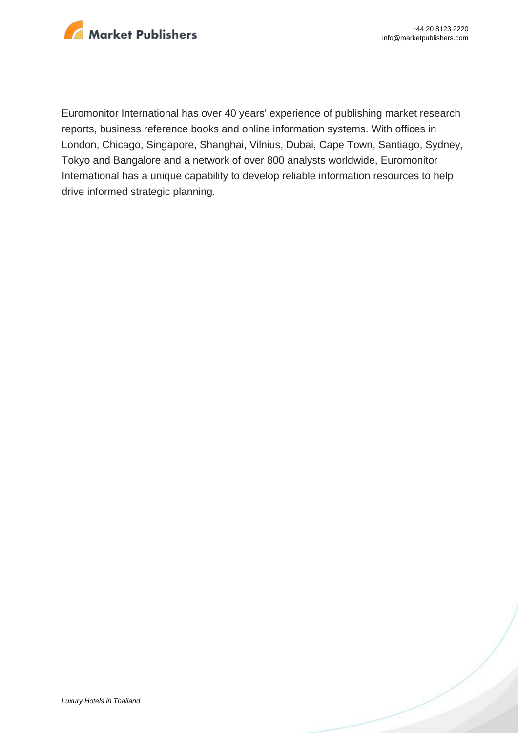Euromonitor International has over 40 years' experience of publishing market research reports, business reference books and online information systems. With offices in London, Chicago, Singapore, Shanghai, Vilnius, Dubai, Cape Town, Santiago, Sydney, Tokyo and Bangalore and a network of over 800 analysts worldwide, Euromonitor International has a unique capability to develop reliable information resources to help drive informed strategic planning.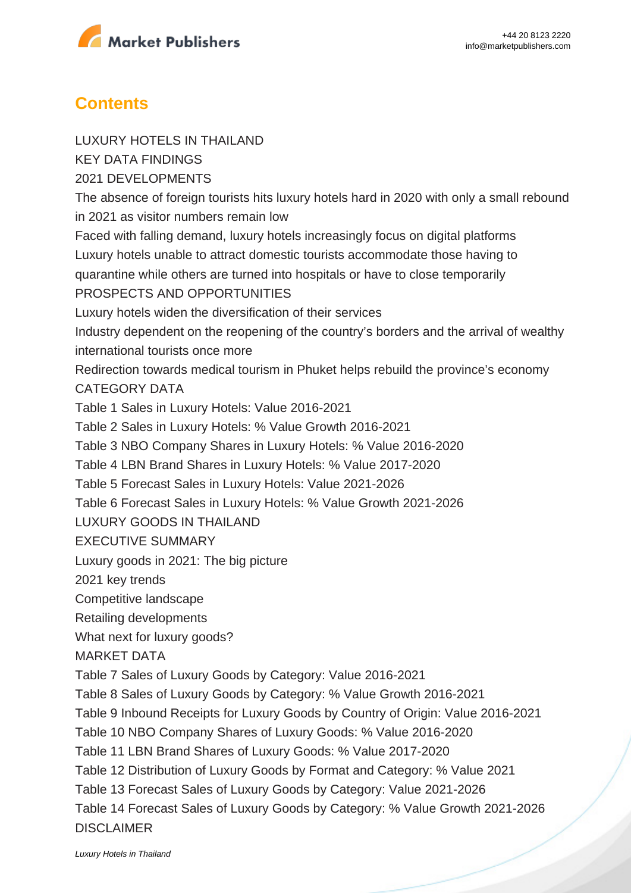## Contents

LUXURY HOTELS IN THAILAND

KEY DATA FINDINGS

2021 DEVELOPMENTS

The absence of foreign tourists hits luxury hotels hard in 2020 with only a small rebound in 2021 as visitor numbers remain low

Faced with falling demand, luxury hotels increasingly focus on digital platforms

Luxury hotels unable to attract domestic tourists accommodate those having to quarantine while others are turned into hospitals or have to close temporarily

PROSPECTS AND OPPORTUNITIES

Luxury hotels widen the diversification of their services

Industry dependent on the reopening of the country's borders and the arrival of wealthy international tourists once more

Redirection towards medical tourism in Phuket helps rebuild the province's economy

CATEGORY DATA

Table 1 Sales in Luxury Hotels: Value 2016-2021

Table 2 Sales in Luxury Hotels: % Value Growth 2016-2021

Table 3 NBO Company Shares in Luxury Hotels: % Value 2016-2020

Table 4 LBN Brand Shares in Luxury Hotels: % Value 2017-2020

Table 5 Forecast Sales in Luxury Hotels: Value 2021-2026

Table 6 Forecast Sales in Luxury Hotels: % Value Growth 2021-2026

LUXURY GOODS IN THAILAND

EXECUTIVE SUMMARY

Luxury goods in 2021: The big picture

2021 key trends

Competitive landscape

Retailing developments

What next for luxury goods?

MARKET DATA

Table 7 Sales of Luxury Goods by Category: Value 2016-2021

Table 8 Sales of Luxury Goods by Category: % Value Growth 2016-2021

Table 9 Inbound Receipts for Luxury Goods by Country of Origin: Value 2016-2021

Table 10 NBO Company Shares of Luxury Goods: % Value 2016-2020

Table 11 LBN Brand Shares of Luxury Goods: % Value 2017-2020

Table 12 Distribution of Luxury Goods by Format and Category: % Value 2021

Table 13 Forecast Sales of Luxury Goods by Category: Value 2021-2026

Table 14 Forecast Sales of Luxury Goods by Category: % Value Growth 2021-2026

DISCLAIMER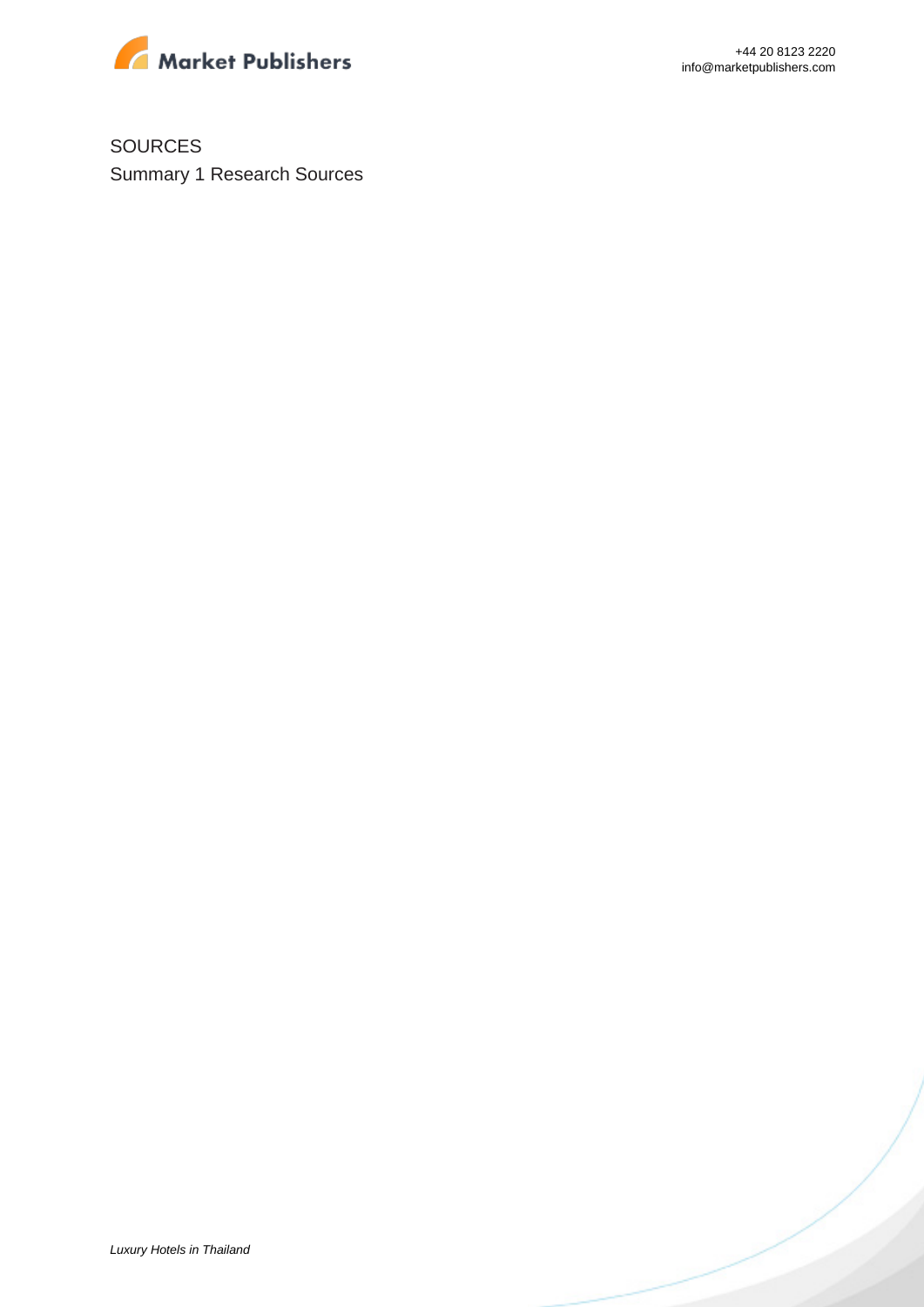SOURCES

Summary 1 Research Sources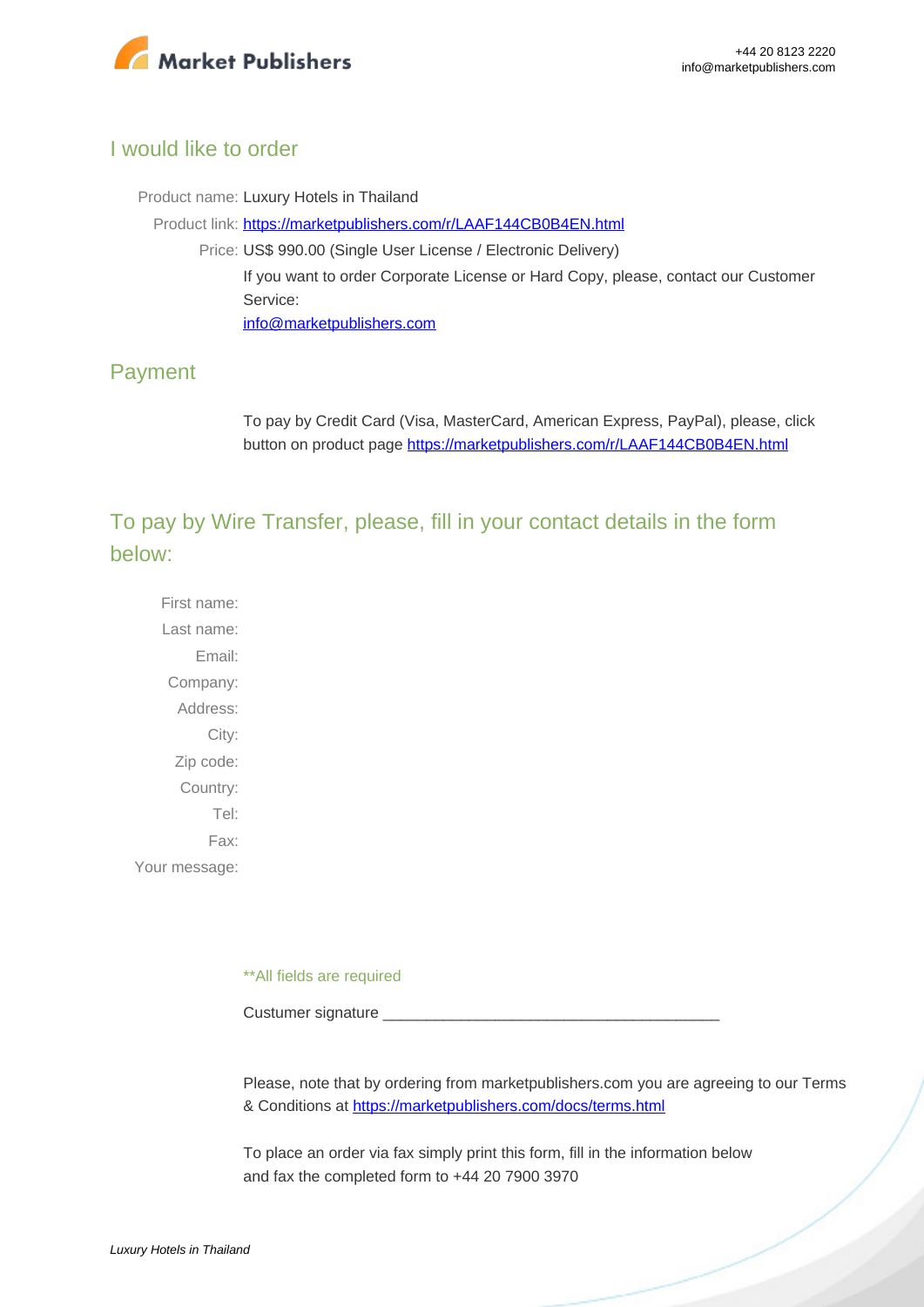## I would like to order

Product name: Luxury Hotels in Thailand

Product link: https://marketpublishers.com/r/LAAF144CB0B4EN.html

Price: US$ 990.00 (Single User License / Electronic Delivery)

If you want to order Corporate License or Hard Copy, please, contact our Customer Service:

info@marketpublishers.com

## Payment

To pay by Credit Card (Visa, MasterCard, American Express, PayPal), please, click button on product page https://marketpublishers.com/r/LAAF144CB0B4EN.html

## To pay by Wire Transfer, please, fill in your contact details in the form below:

First name:

Last name:

Email:

Company:

Address:

City:

Zip code:

Country:

Tel:

Fax:

Your message:

**All fields are required

Custumer signature _______________________________________

Please, note that by ordering from marketpublishers.com you are agreeing to our Terms & Conditions at https://marketpublishers.com/docs/terms.html

To place an order via fax simply print this form, fill in the information below and fax the completed form to +44 20 7900 3970